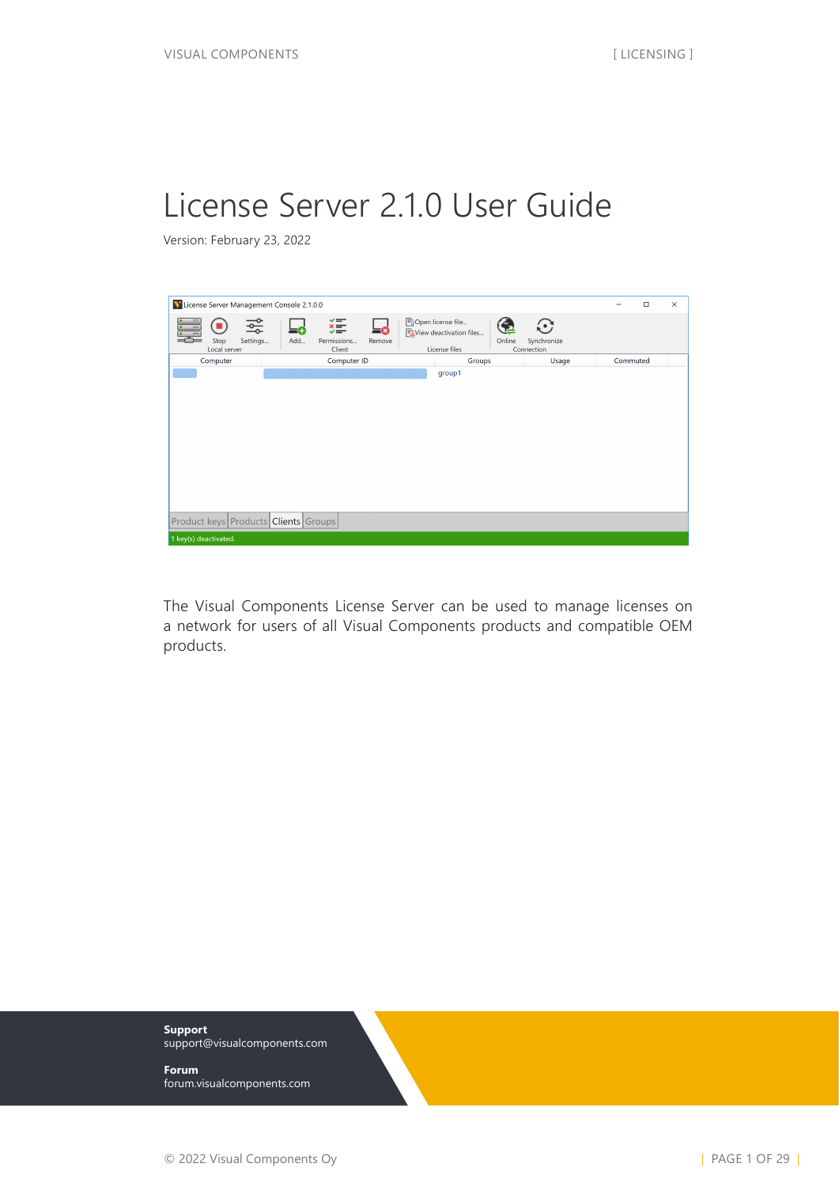# License Server 2.1.0 User Guide

Version: February 23, 2022

The Visual Components License Server can be used to manage licenses on a network for users of all Visual Components products and compatible OEM products.

**Support**
support@visualcomponents.com

**Forum**
forum.visualcomponents.com

© 2022 Visual Components Oy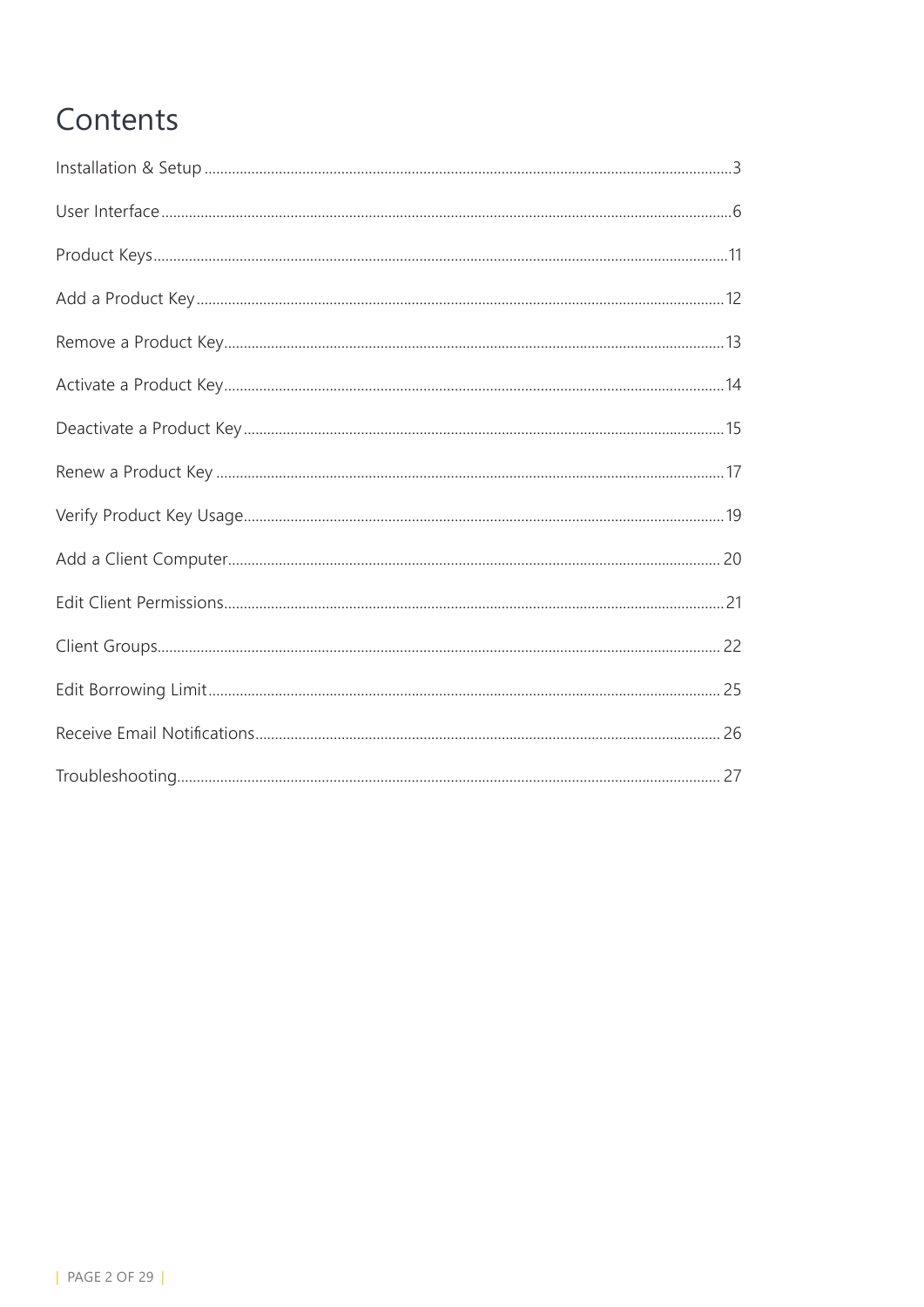# Contents

Installation & Setup .......... 3

User Interface .......... 6

Product Keys .......... 11

Add a Product Key .......... 12

Remove a Product Key .......... 13

Activate a Product Key .......... 14

Deactivate a Product Key .......... 15

Renew a Product Key .......... 17

Verify Product Key Usage .......... 19

Add a Client Computer .......... 20

Edit Client Permissions .......... 21

Client Groups .......... 22

Edit Borrowing Limit .......... 25

Receive Email Notifications .......... 26

Troubleshooting .......... 27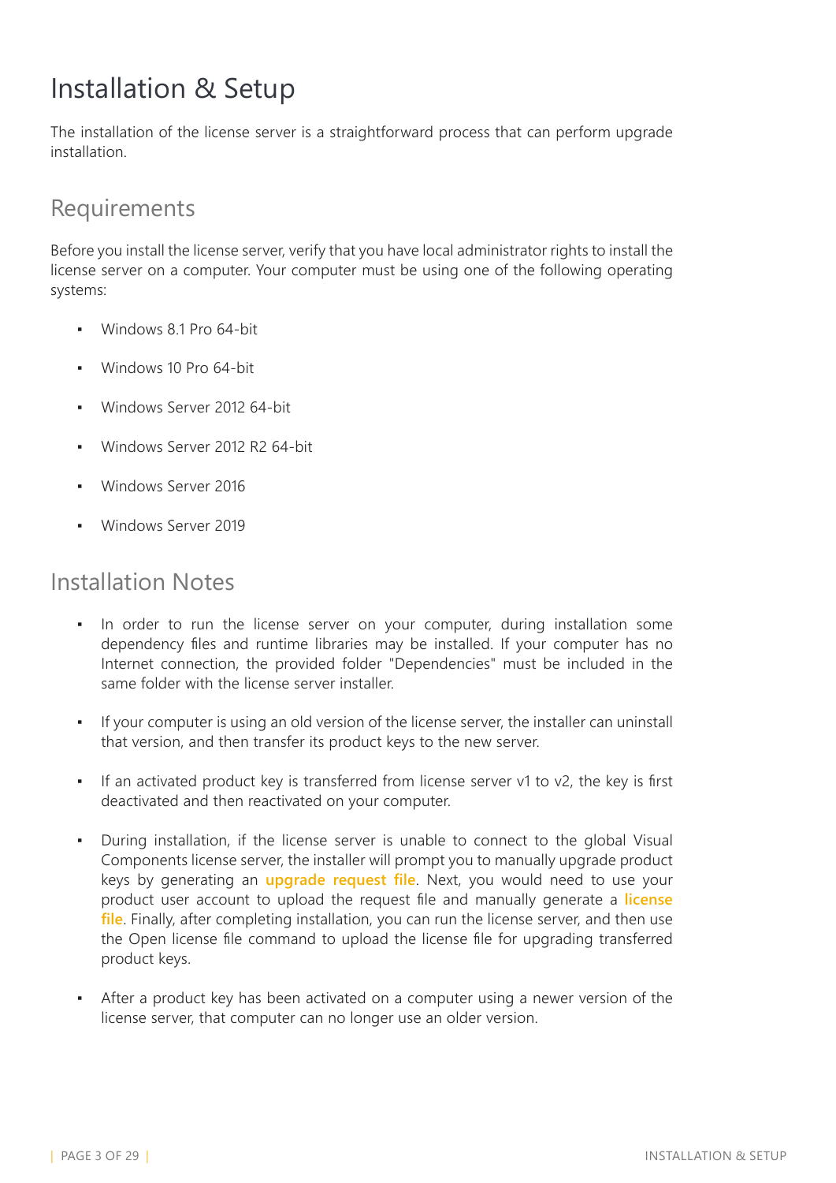# Installation & Setup

The installation of the license server is a straightforward process that can perform upgrade installation.

## Requirements

Before you install the license server, verify that you have local administrator rights to install the license server on a computer. Your computer must be using one of the following operating systems:

- Windows 8.1 Pro 64-bit
- Windows 10 Pro 64-bit
- Windows Server 2012 64-bit
- Windows Server 2012 R2 64-bit
- Windows Server 2016
- Windows Server 2019

## Installation Notes

- In order to run the license server on your computer, during installation some dependency files and runtime libraries may be installed. If your computer has no Internet connection, the provided folder "Dependencies" must be included in the same folder with the license server installer.
- If your computer is using an old version of the license server, the installer can uninstall that version, and then transfer its product keys to the new server.
- If an activated product key is transferred from license server v1 to v2, the key is first deactivated and then reactivated on your computer.
- During installation, if the license server is unable to connect to the global Visual Components license server, the installer will prompt you to manually upgrade product keys by generating an **upgrade request file**. Next, you would need to use your product user account to upload the request file and manually generate a **license file**. Finally, after completing installation, you can run the license server, and then use the Open license file command to upload the license file for upgrading transferred product keys.
- After a product key has been activated on a computer using a newer version of the license server, that computer can no longer use an older version.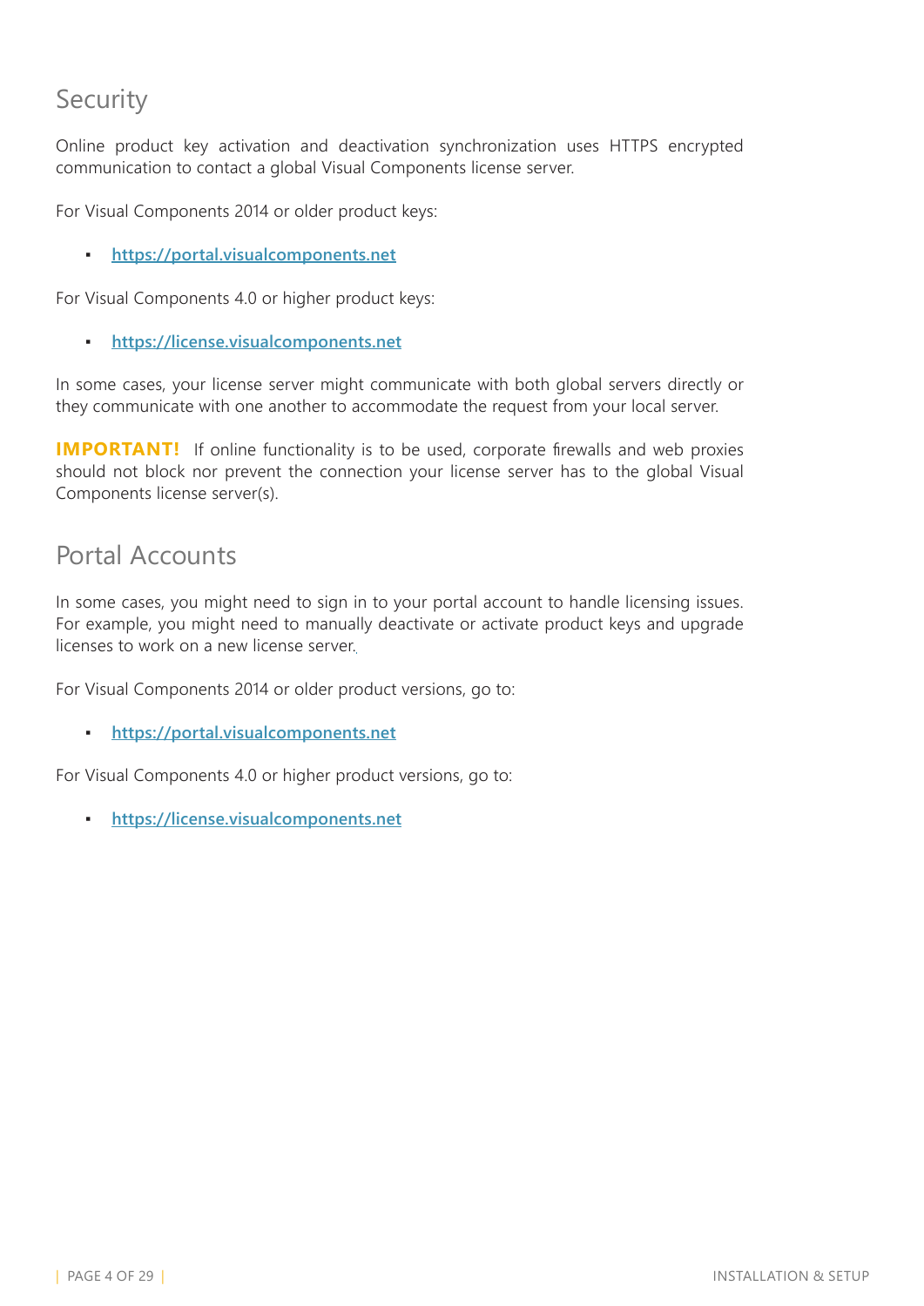## Security

Online product key activation and deactivation synchronization uses HTTPS encrypted communication to contact a global Visual Components license server.

For Visual Components 2014 or older product keys:

- https://portal.visualcomponents.net

For Visual Components 4.0 or higher product keys:

- https://license.visualcomponents.net

In some cases, your license server might communicate with both global servers directly or they communicate with one another to accommodate the request from your local server.

**IMPORTANT!** If online functionality is to be used, corporate firewalls and web proxies should not block nor prevent the connection your license server has to the global Visual Components license server(s).

## Portal Accounts

In some cases, you might need to sign in to your portal account to handle licensing issues. For example, you might need to manually deactivate or activate product keys and upgrade licenses to work on a new license server.

For Visual Components 2014 or older product versions, go to:

- https://portal.visualcomponents.net

For Visual Components 4.0 or higher product versions, go to:

- https://license.visualcomponents.net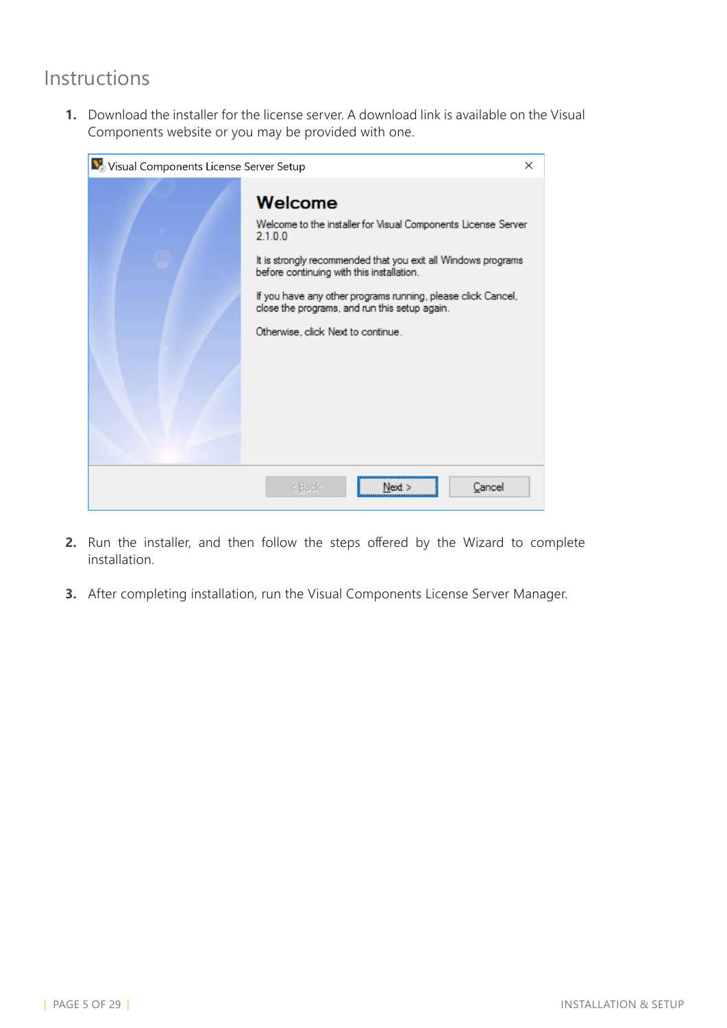## Instructions

1. Download the installer for the license server. A download link is available on the Visual Components website or you may be provided with one.

2. Run the installer, and then follow the steps offered by the Wizard to complete installation.

3. After completing installation, run the Visual Components License Server Manager.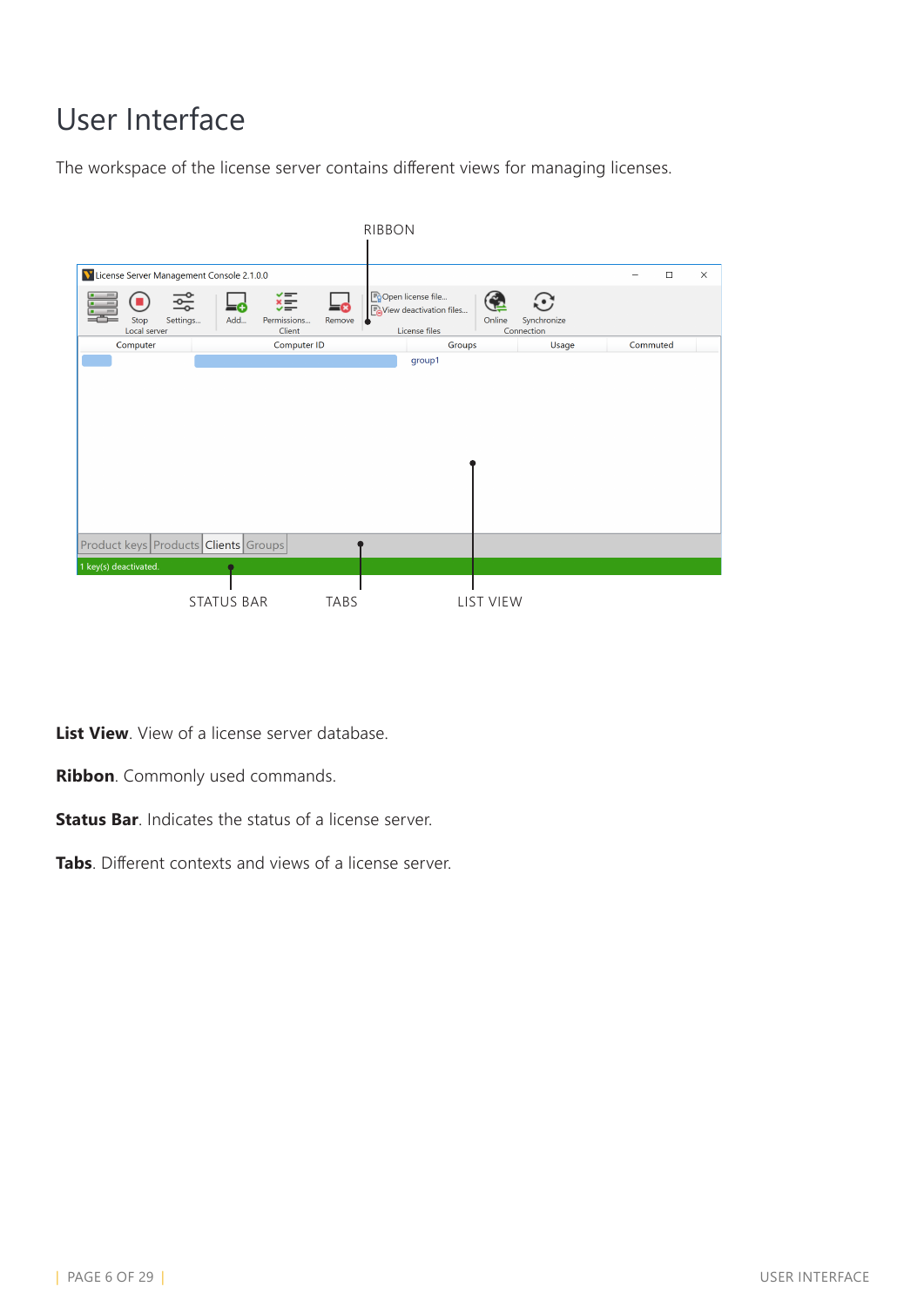# User Interface

The workspace of the license server contains different views for managing licenses.

**List View**. View of a license server database.

**Ribbon**. Commonly used commands.

**Status Bar**. Indicates the status of a license server.

**Tabs**. Different contexts and views of a license server.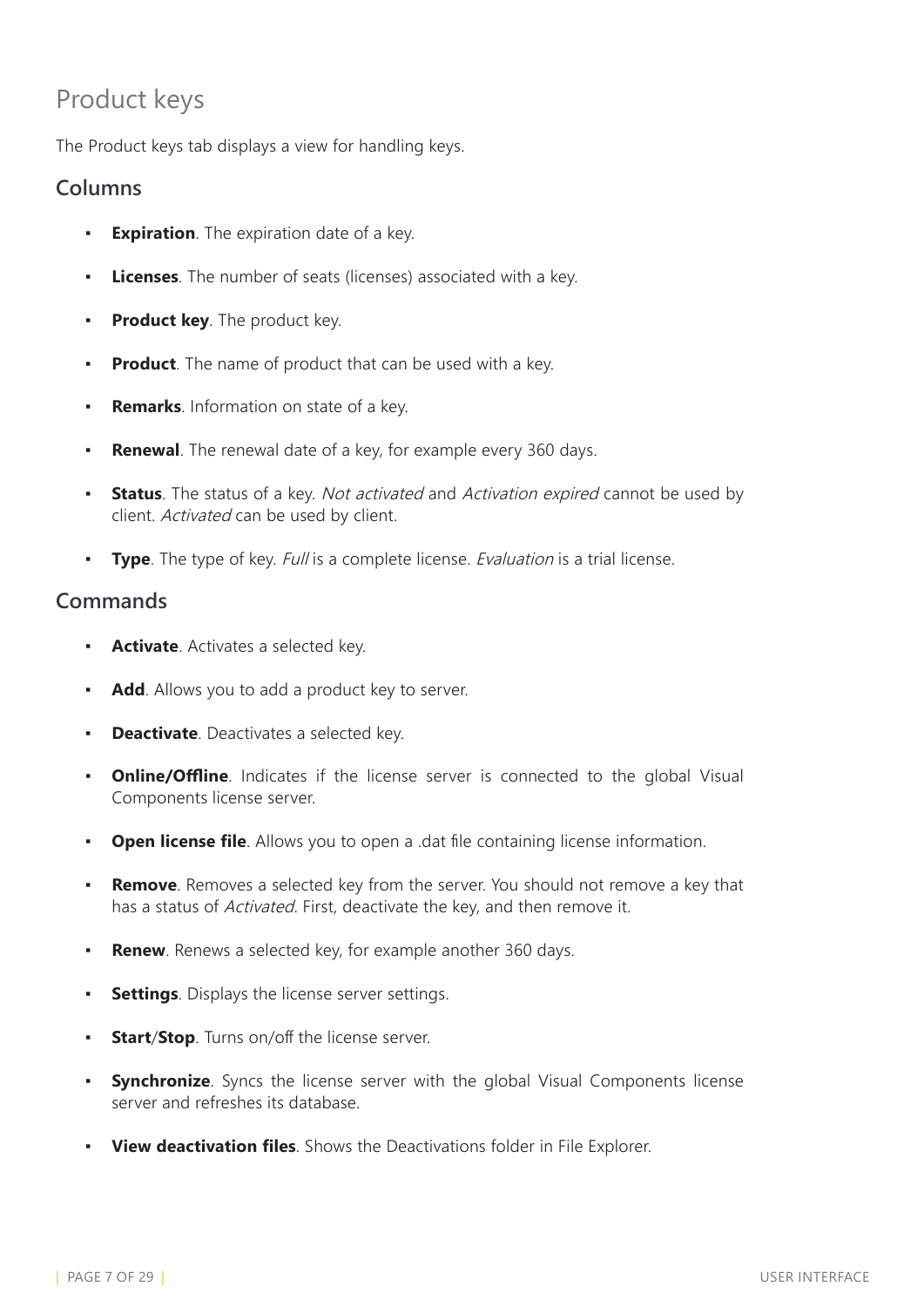# Product keys

The Product keys tab displays a view for handling keys.

## Columns

- **Expiration**. The expiration date of a key.
- **Licenses**. The number of seats (licenses) associated with a key.
- **Product key**. The product key.
- **Product**. The name of product that can be used with a key.
- **Remarks**. Information on state of a key.
- **Renewal**. The renewal date of a key, for example every 360 days.
- **Status**. The status of a key. *Not activated* and *Activation expired* cannot be used by client. *Activated* can be used by client.
- **Type**. The type of key. *Full* is a complete license. *Evaluation* is a trial license.

## Commands

- **Activate**. Activates a selected key.
- **Add**. Allows you to add a product key to server.
- **Deactivate**. Deactivates a selected key.
- **Online/Offline**. Indicates if the license server is connected to the global Visual Components license server.
- **Open license file**. Allows you to open a .dat file containing license information.
- **Remove**. Removes a selected key from the server. You should not remove a key that has a status of *Activated*. First, deactivate the key, and then remove it.
- **Renew**. Renews a selected key, for example another 360 days.
- **Settings**. Displays the license server settings.
- **Start/Stop**. Turns on/off the license server.
- **Synchronize**. Syncs the license server with the global Visual Components license server and refreshes its database.
- **View deactivation files**. Shows the Deactivations folder in File Explorer.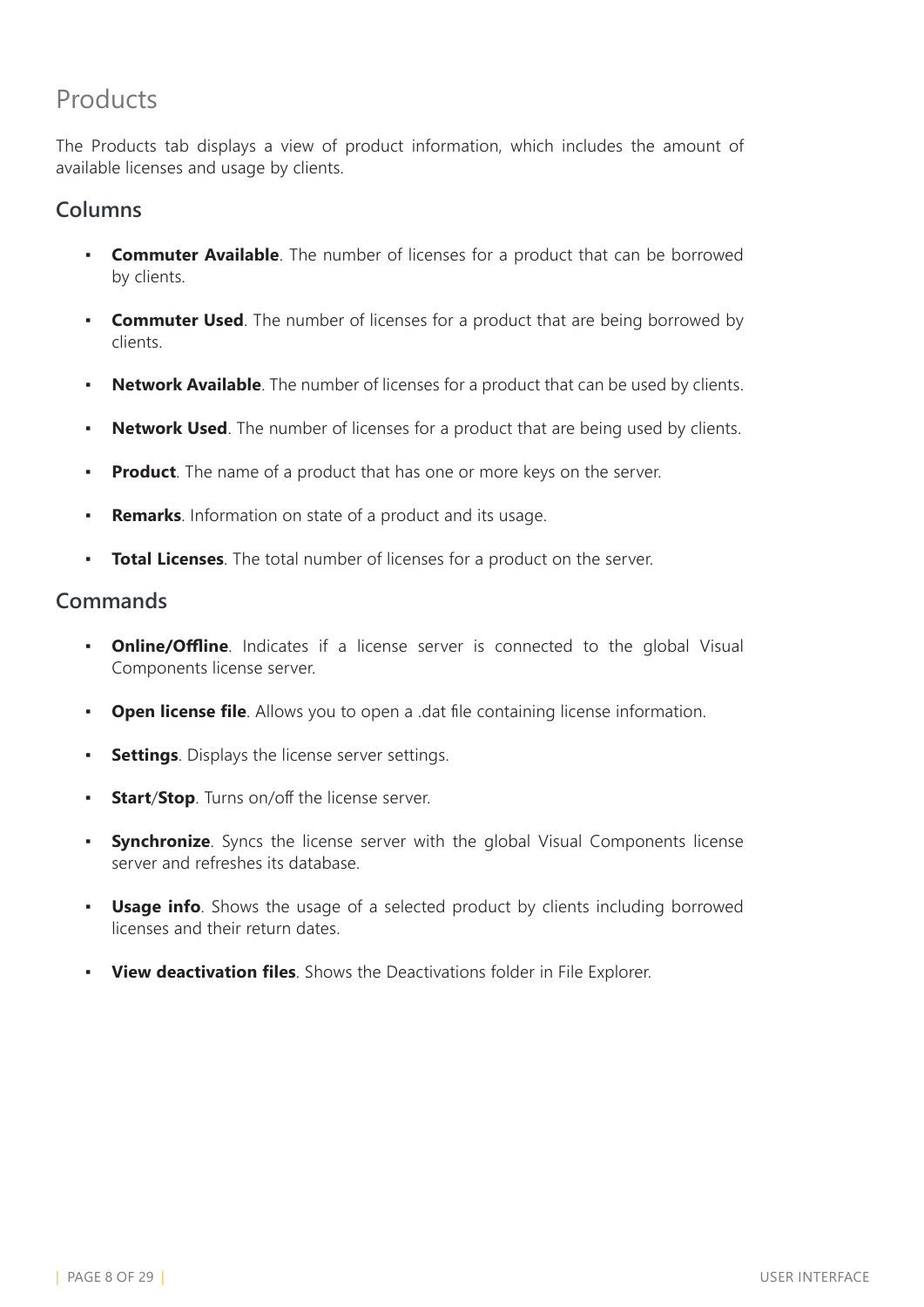# Products

The Products tab displays a view of product information, which includes the amount of available licenses and usage by clients.

## Columns

- **Commuter Available**. The number of licenses for a product that can be borrowed by clients.
- **Commuter Used**. The number of licenses for a product that are being borrowed by clients.
- **Network Available**. The number of licenses for a product that can be used by clients.
- **Network Used**. The number of licenses for a product that are being used by clients.
- **Product**. The name of a product that has one or more keys on the server.
- **Remarks**. Information on state of a product and its usage.
- **Total Licenses**. The total number of licenses for a product on the server.

## Commands

- **Online/Offline**. Indicates if a license server is connected to the global Visual Components license server.
- **Open license file**. Allows you to open a .dat file containing license information.
- **Settings**. Displays the license server settings.
- **Start**/**Stop**. Turns on/off the license server.
- **Synchronize**. Syncs the license server with the global Visual Components license server and refreshes its database.
- **Usage info**. Shows the usage of a selected product by clients including borrowed licenses and their return dates.
- **View deactivation files**. Shows the Deactivations folder in File Explorer.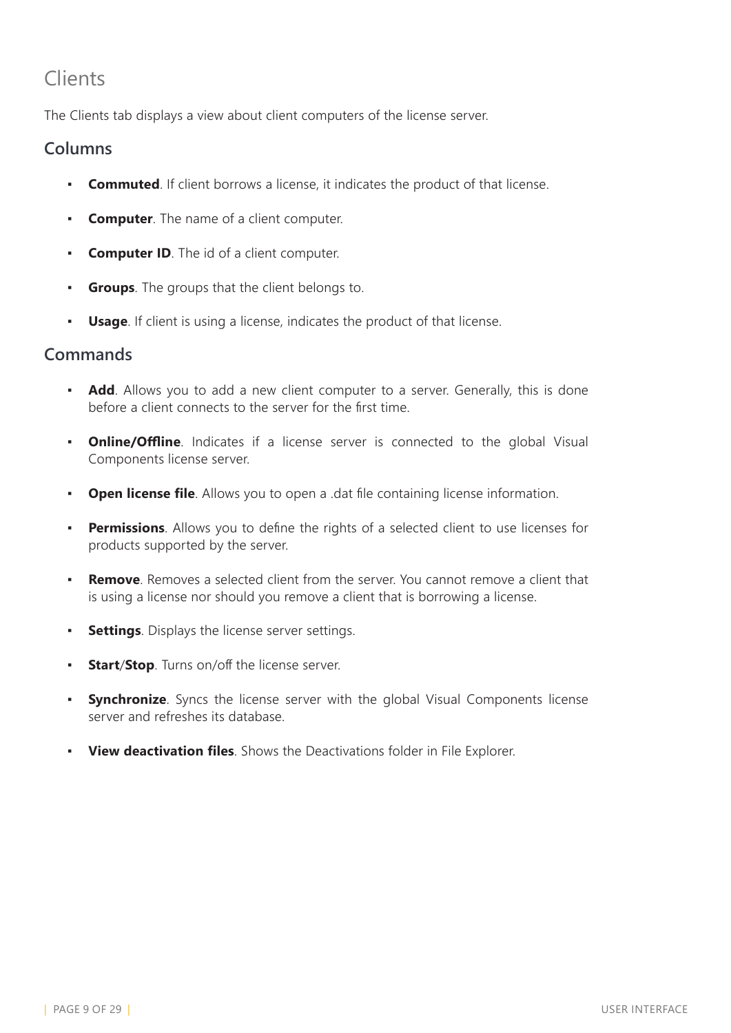# Clients

The Clients tab displays a view about client computers of the license server.

## Columns

- **Commuted**. If client borrows a license, it indicates the product of that license.
- **Computer**. The name of a client computer.
- **Computer ID**. The id of a client computer.
- **Groups**. The groups that the client belongs to.
- **Usage**. If client is using a license, indicates the product of that license.

## Commands

- **Add**. Allows you to add a new client computer to a server. Generally, this is done before a client connects to the server for the first time.
- **Online/Offline**. Indicates if a license server is connected to the global Visual Components license server.
- **Open license file**. Allows you to open a .dat file containing license information.
- **Permissions**. Allows you to define the rights of a selected client to use licenses for products supported by the server.
- **Remove**. Removes a selected client from the server. You cannot remove a client that is using a license nor should you remove a client that is borrowing a license.
- **Settings**. Displays the license server settings.
- **Start**/**Stop**. Turns on/off the license server.
- **Synchronize**. Syncs the license server with the global Visual Components license server and refreshes its database.
- **View deactivation files**. Shows the Deactivations folder in File Explorer.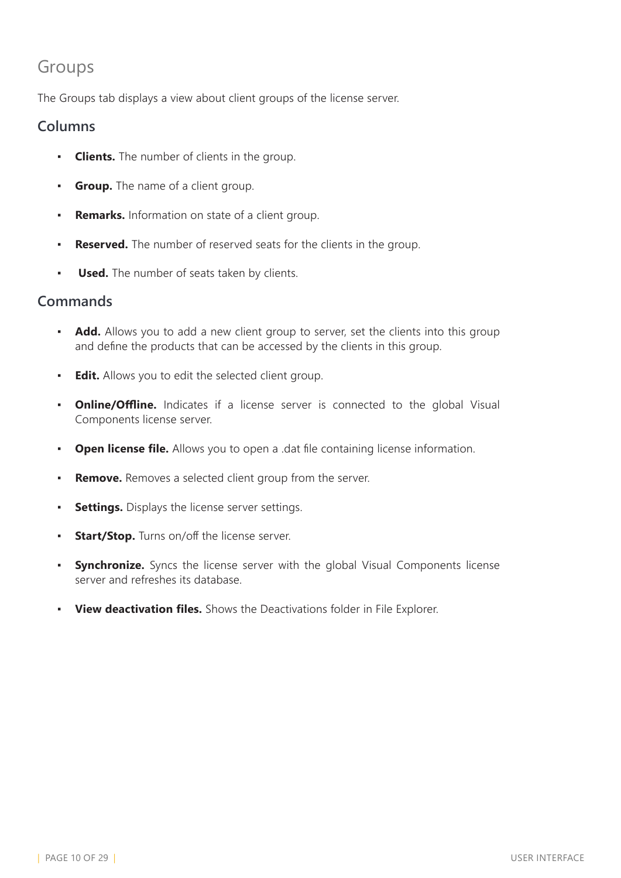# Groups

The Groups tab displays a view about client groups of the license server.

## Columns

- **Clients.** The number of clients in the group.
- **Group.** The name of a client group.
- **Remarks.** Information on state of a client group.
- **Reserved.** The number of reserved seats for the clients in the group.
- **Used.** The number of seats taken by clients.

## Commands

- **Add.** Allows you to add a new client group to server, set the clients into this group and define the products that can be accessed by the clients in this group.
- **Edit.** Allows you to edit the selected client group.
- **Online/Offline.** Indicates if a license server is connected to the global Visual Components license server.
- **Open license file.** Allows you to open a .dat file containing license information.
- **Remove.** Removes a selected client group from the server.
- **Settings.** Displays the license server settings.
- **Start/Stop.** Turns on/off the license server.
- **Synchronize.** Syncs the license server with the global Visual Components license server and refreshes its database.
- **View deactivation files.** Shows the Deactivations folder in File Explorer.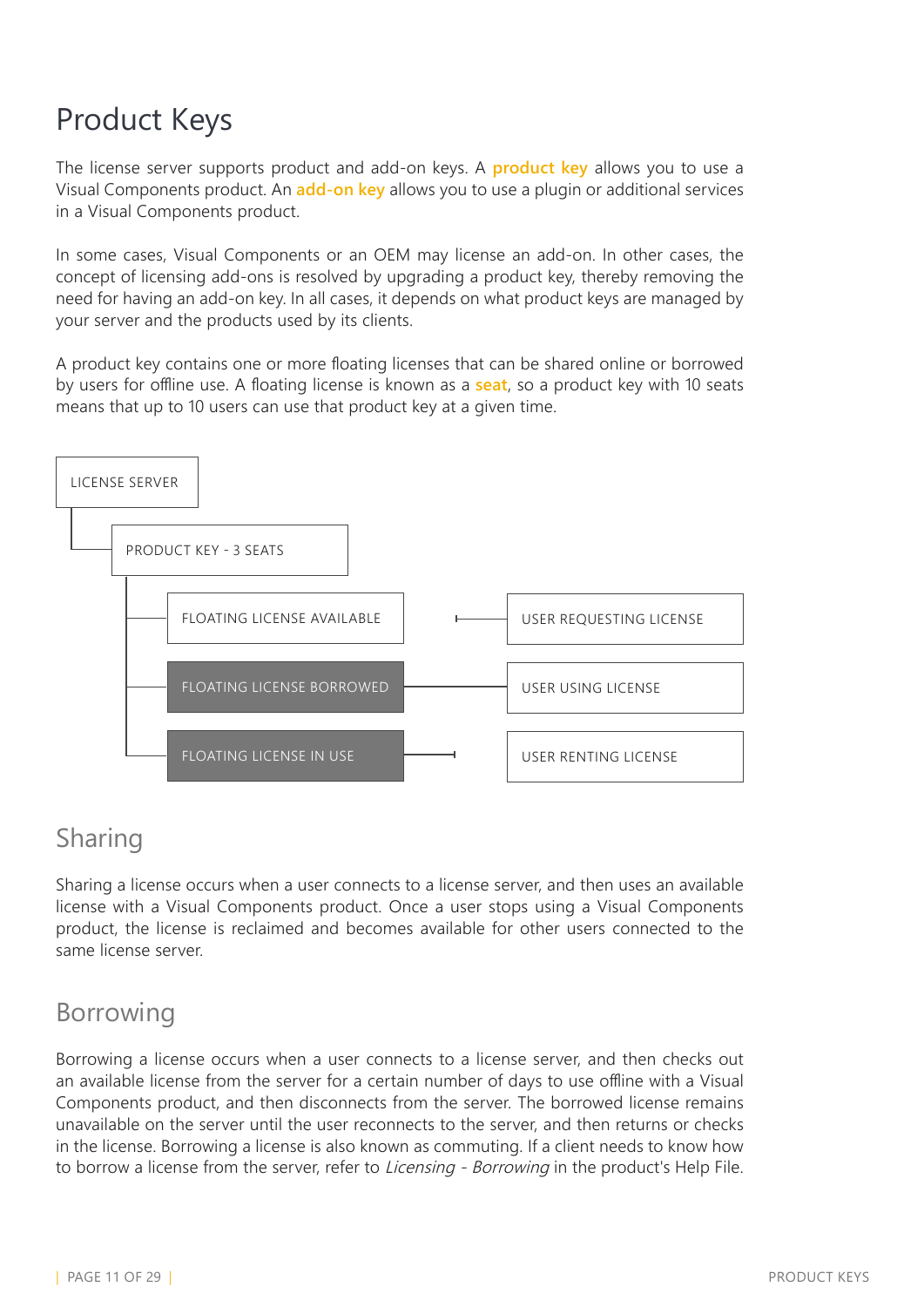# Product Keys

The license server supports product and add-on keys. A **product key** allows you to use a Visual Components product. An **add-on key** allows you to use a plugin or additional services in a Visual Components product.

In some cases, Visual Components or an OEM may license an add-on. In other cases, the concept of licensing add-ons is resolved by upgrading a product key, thereby removing the need for having an add-on key. In all cases, it depends on what product keys are managed by your server and the products used by its clients.

A product key contains one or more floating licenses that can be shared online or borrowed by users for offline use. A floating license is known as a **seat**, so a product key with 10 seats means that up to 10 users can use that product key at a given time.

- LICENSE SERVER
  - PRODUCT KEY - 3 SEATS
    - FLOATING LICENSE AVAILABLE — USER REQUESTING LICENSE
    - FLOATING LICENSE BORROWED — USER USING LICENSE
    - FLOATING LICENSE IN USE — USER RENTING LICENSE

## Sharing

Sharing a license occurs when a user connects to a license server, and then uses an available license with a Visual Components product. Once a user stops using a Visual Components product, the license is reclaimed and becomes available for other users connected to the same license server.

## Borrowing

Borrowing a license occurs when a user connects to a license server, and then checks out an available license from the server for a certain number of days to use offline with a Visual Components product, and then disconnects from the server. The borrowed license remains unavailable on the server until the user reconnects to the server, and then returns or checks in the license. Borrowing a license is also known as commuting. If a client needs to know how to borrow a license from the server, refer to *Licensing - Borrowing* in the product's Help File.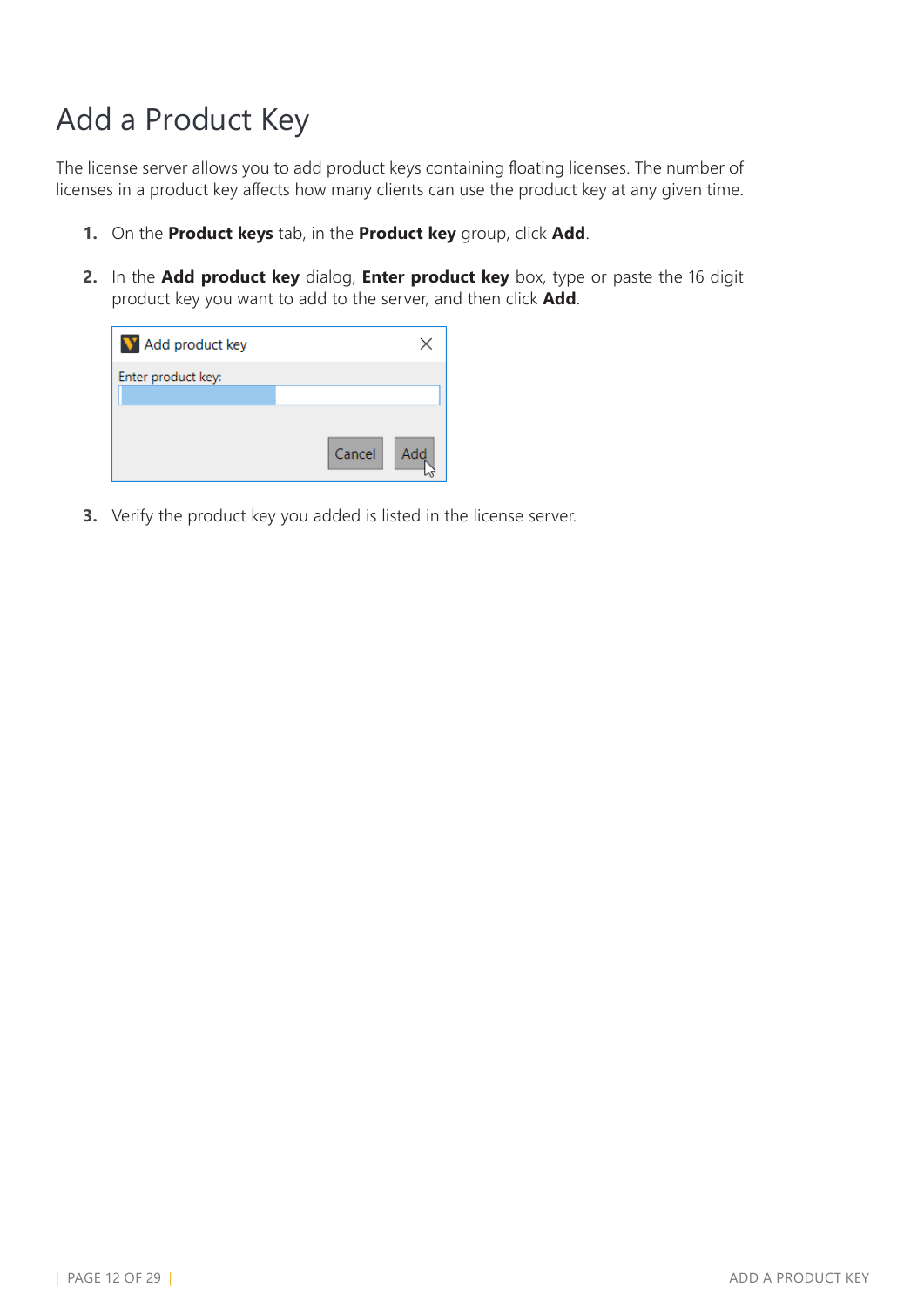# Add a Product Key

The license server allows you to add product keys containing floating licenses. The number of licenses in a product key affects how many clients can use the product key at any given time.

1. On the **Product keys** tab, in the **Product key** group, click **Add**.
2. In the **Add product key** dialog, **Enter product key** box, type or paste the 16 digit product key you want to add to the server, and then click **Add**.
3. Verify the product key you added is listed in the license server.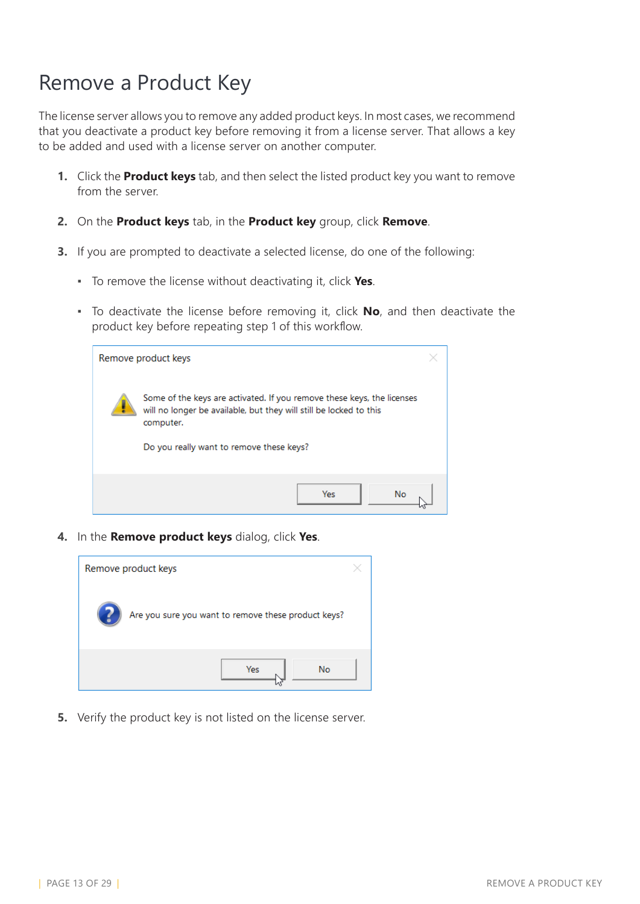# Remove a Product Key

The license server allows you to remove any added product keys. In most cases, we recommend that you deactivate a product key before removing it from a license server. That allows a key to be added and used with a license server on another computer.

1. Click the **Product keys** tab, and then select the listed product key you want to remove from the server.

2. On the **Product keys** tab, in the **Product key** group, click **Remove**.

3. If you are prompted to deactivate a selected license, do one of the following:

   - To remove the license without deactivating it, click **Yes**.

   - To deactivate the license before removing it, click **No**, and then deactivate the product key before repeating step 1 of this workflow.

4. In the **Remove product keys** dialog, click **Yes**.

5. Verify the product key is not listed on the license server.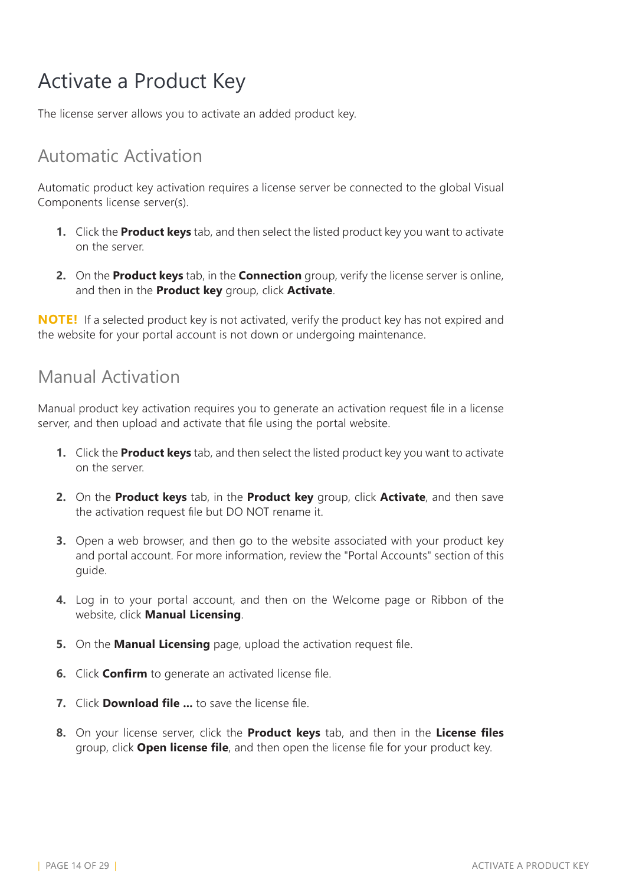# Activate a Product Key

The license server allows you to activate an added product key.

## Automatic Activation

Automatic product key activation requires a license server be connected to the global Visual Components license server(s).

1. Click the **Product keys** tab, and then select the listed product key you want to activate on the server.
2. On the **Product keys** tab, in the **Connection** group, verify the license server is online, and then in the **Product key** group, click **Activate**.

**NOTE!** If a selected product key is not activated, verify the product key has not expired and the website for your portal account is not down or undergoing maintenance.

## Manual Activation

Manual product key activation requires you to generate an activation request file in a license server, and then upload and activate that file using the portal website.

1. Click the **Product keys** tab, and then select the listed product key you want to activate on the server.
2. On the **Product keys** tab, in the **Product key** group, click **Activate**, and then save the activation request file but DO NOT rename it.
3. Open a web browser, and then go to the website associated with your product key and portal account. For more information, review the "Portal Accounts" section of this guide.
4. Log in to your portal account, and then on the Welcome page or Ribbon of the website, click **Manual Licensing**.
5. On the **Manual Licensing** page, upload the activation request file.
6. Click **Confirm** to generate an activated license file.
7. Click **Download file ...** to save the license file.
8. On your license server, click the **Product keys** tab, and then in the **License files** group, click **Open license file**, and then open the license file for your product key.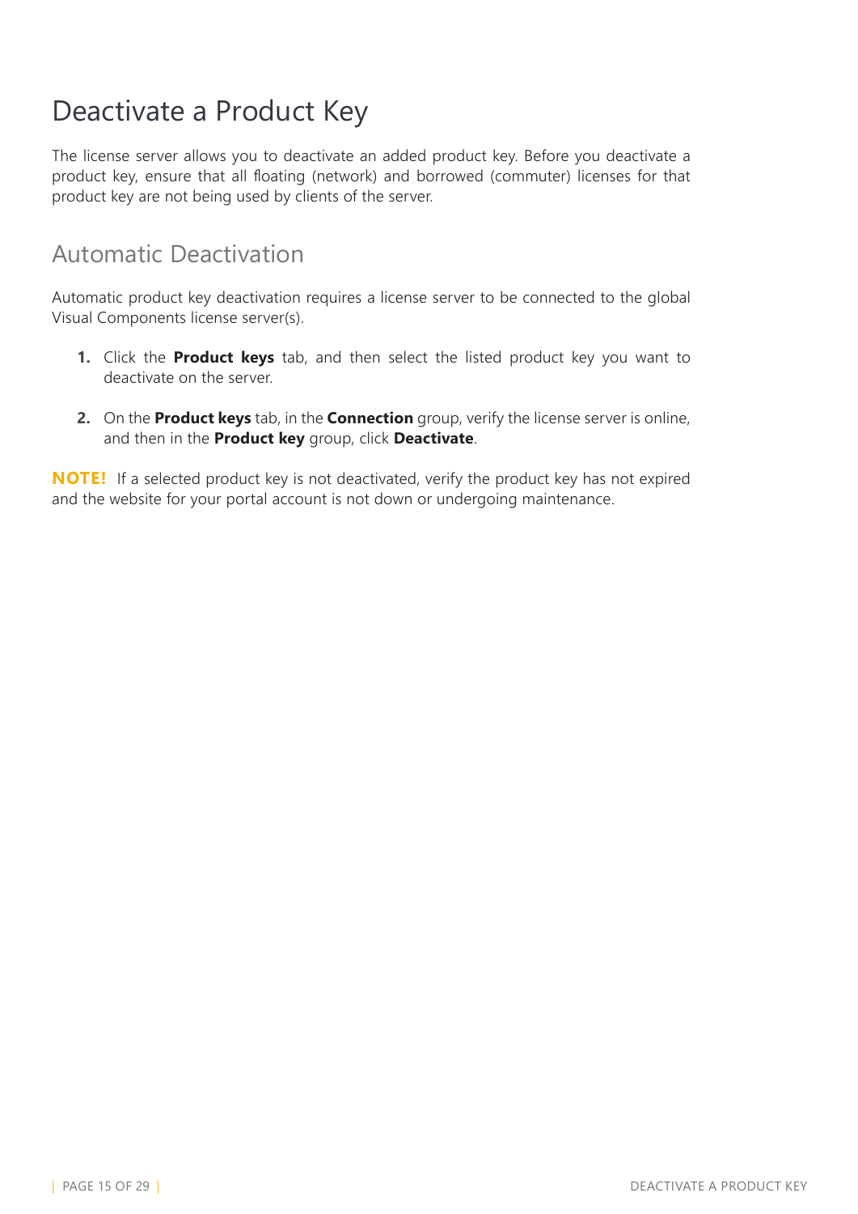# Deactivate a Product Key

The license server allows you to deactivate an added product key. Before you deactivate a product key, ensure that all floating (network) and borrowed (commuter) licenses for that product key are not being used by clients of the server.

## Automatic Deactivation

Automatic product key deactivation requires a license server to be connected to the global Visual Components license server(s).

1. Click the **Product keys** tab, and then select the listed product key you want to deactivate on the server.
2. On the **Product keys** tab, in the **Connection** group, verify the license server is online, and then in the **Product key** group, click **Deactivate**.

**NOTE!** If a selected product key is not deactivated, verify the product key has not expired and the website for your portal account is not down or undergoing maintenance.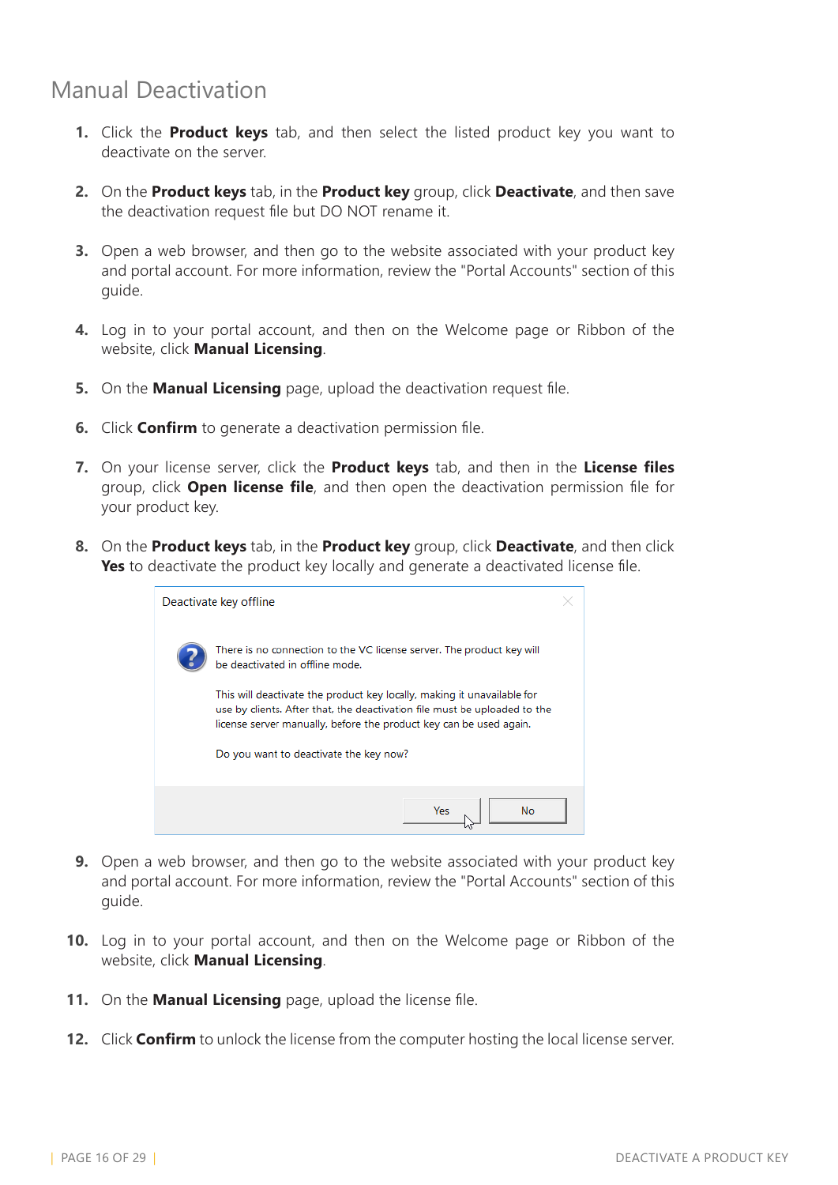## Manual Deactivation

1. Click the **Product keys** tab, and then select the listed product key you want to deactivate on the server.
2. On the **Product keys** tab, in the **Product key** group, click **Deactivate**, and then save the deactivation request file but DO NOT rename it.
3. Open a web browser, and then go to the website associated with your product key and portal account. For more information, review the "Portal Accounts" section of this guide.
4. Log in to your portal account, and then on the Welcome page or Ribbon of the website, click **Manual Licensing**.
5. On the **Manual Licensing** page, upload the deactivation request file.
6. Click **Confirm** to generate a deactivation permission file.
7. On your license server, click the **Product keys** tab, and then in the **License files** group, click **Open license file**, and then open the deactivation permission file for your product key.
8. On the **Product keys** tab, in the **Product key** group, click **Deactivate**, and then click **Yes** to deactivate the product key locally and generate a deactivated license file.

   Deactivate key offline

   There is no connection to the VC license server. The product key will be deactivated in offline mode.

   This will deactivate the product key locally, making it unavailable for use by clients. After that, the deactivation file must be uploaded to the license server manually, before the product key can be used again.

   Do you want to deactivate the key now?

   Yes | No

9. Open a web browser, and then go to the website associated with your product key and portal account. For more information, review the "Portal Accounts" section of this guide.
10. Log in to your portal account, and then on the Welcome page or Ribbon of the website, click **Manual Licensing**.
11. On the **Manual Licensing** page, upload the license file.
12. Click **Confirm** to unlock the license from the computer hosting the local license server.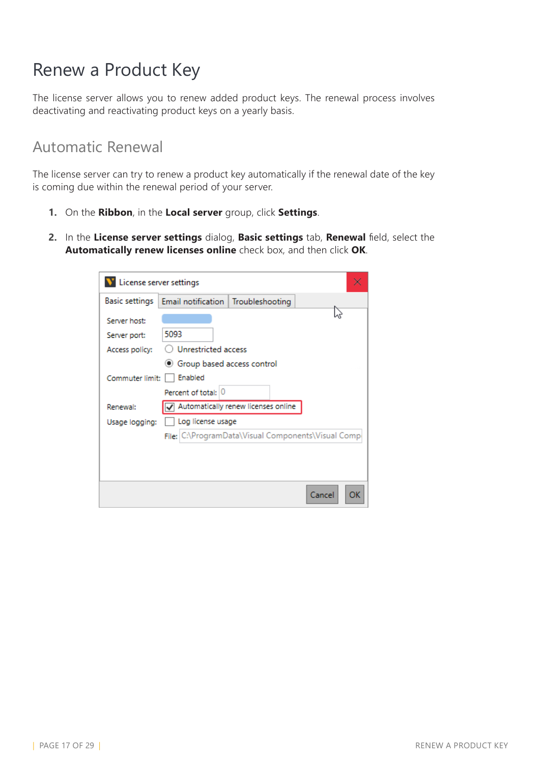# Renew a Product Key

The license server allows you to renew added product keys. The renewal process involves deactivating and reactivating product keys on a yearly basis.

## Automatic Renewal

The license server can try to renew a product key automatically if the renewal date of the key is coming due within the renewal period of your server.

1. On the **Ribbon**, in the **Local server** group, click **Settings**.
2. In the **License server settings** dialog, **Basic settings** tab, **Renewal** field, select the **Automatically renew licenses online** check box, and then click **OK**.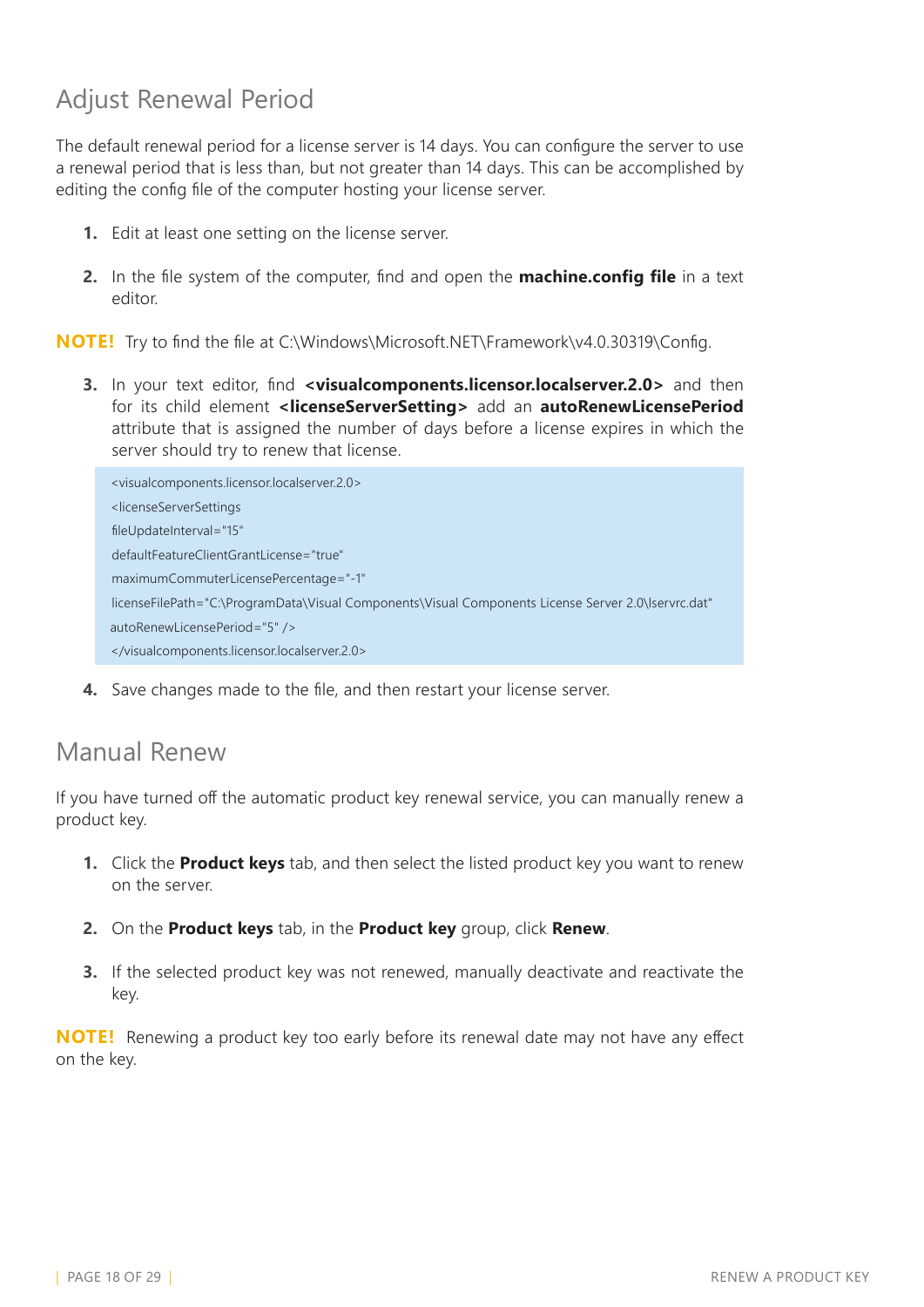## Adjust Renewal Period

The default renewal period for a license server is 14 days. You can configure the server to use a renewal period that is less than, but not greater than 14 days. This can be accomplished by editing the config file of the computer hosting your license server.

1. Edit at least one setting on the license server.
2. In the file system of the computer, find and open the **machine.config file** in a text editor.

**NOTE!** Try to find the file at C:\Windows\Microsoft.NET\Framework\v4.0.30319\Config.

3. In your text editor, find **<visualcomponents.licensor.localserver.2.0>** and then for its child element **<licenseServerSetting>** add an **autoRenewLicensePeriod** attribute that is assigned the number of days before a license expires in which the server should try to renew that license.

```
<visualcomponents.licensor.localserver.2.0>
<licenseServerSettings
fileUpdateInterval="15"
defaultFeatureClientGrantLicense="true"
maximumCommuterLicensePercentage="-1"
licenseFilePath="C:\ProgramData\Visual Components\Visual Components License Server 2.0\lservrc.dat"
autoRenewLicensePeriod="5" />
</visualcomponents.licensor.localserver.2.0>
```

4. Save changes made to the file, and then restart your license server.

## Manual Renew

If you have turned off the automatic product key renewal service, you can manually renew a product key.

1. Click the **Product keys** tab, and then select the listed product key you want to renew on the server.
2. On the **Product keys** tab, in the **Product key** group, click **Renew**.
3. If the selected product key was not renewed, manually deactivate and reactivate the key.

**NOTE!** Renewing a product key too early before its renewal date may not have any effect on the key.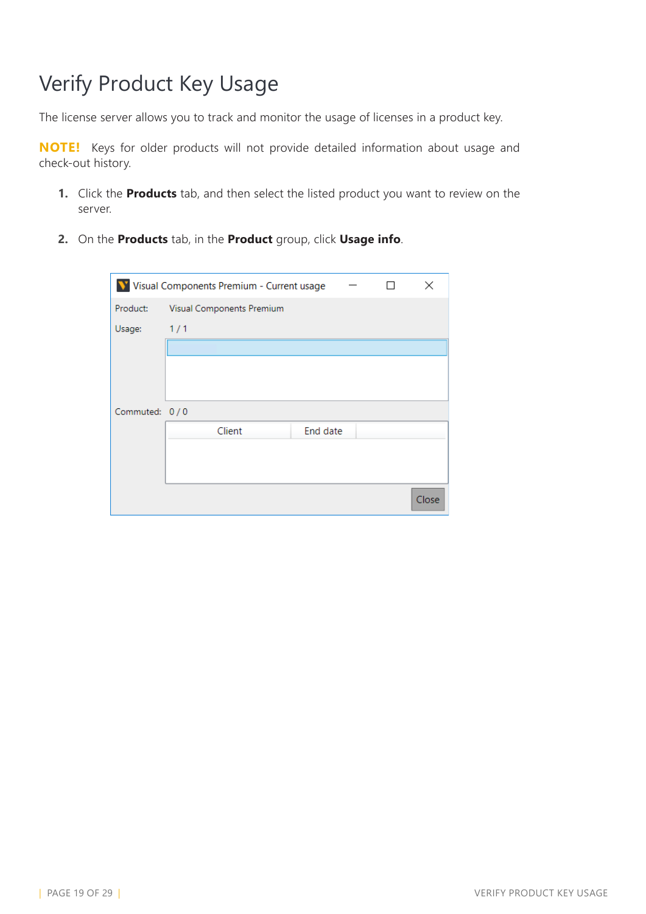# Verify Product Key Usage

The license server allows you to track and monitor the usage of licenses in a product key.

**NOTE!** Keys for older products will not provide detailed information about usage and check-out history.

1. Click the **Products** tab, and then select the listed product you want to review on the server.

2. On the **Products** tab, in the **Product** group, click **Usage info**.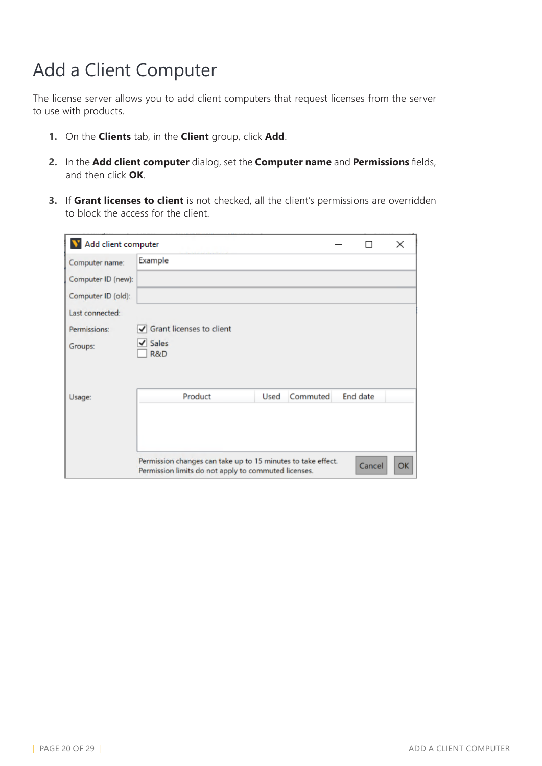# Add a Client Computer

The license server allows you to add client computers that request licenses from the server to use with products.

1. On the **Clients** tab, in the **Client** group, click **Add**.

2. In the **Add client computer** dialog, set the **Computer name** and **Permissions** fields, and then click **OK**.

3. If **Grant licenses to client** is not checked, all the client's permissions are overridden to block the access for the client.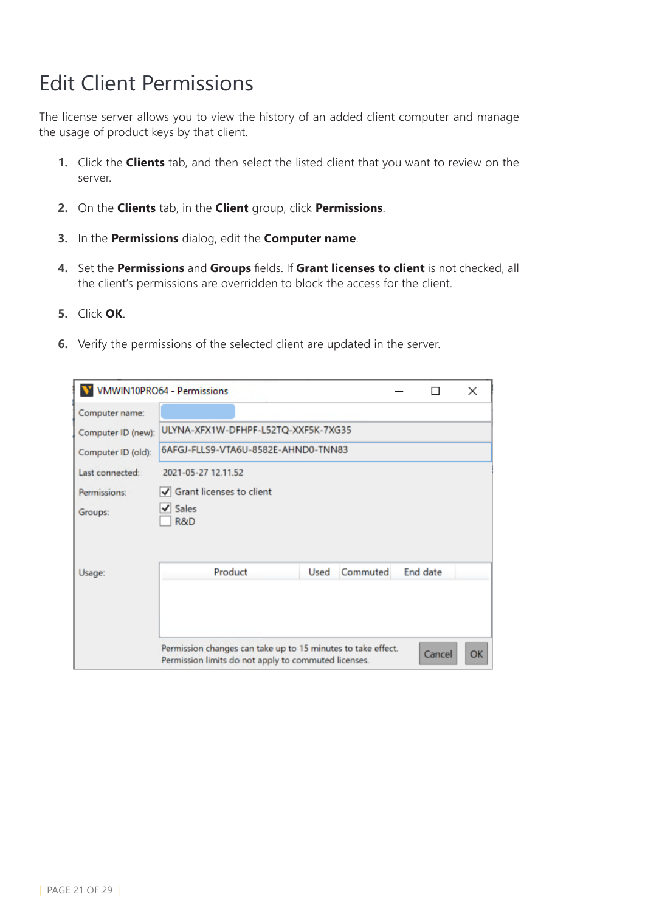# Edit Client Permissions

The license server allows you to view the history of an added client computer and manage the usage of product keys by that client.

1. Click the **Clients** tab, and then select the listed client that you want to review on the server.
2. On the **Clients** tab, in the **Client** group, click **Permissions**.
3. In the **Permissions** dialog, edit the **Computer name**.
4. Set the **Permissions** and **Groups** fields. If **Grant licenses to client** is not checked, all the client's permissions are overridden to block the access for the client.
5. Click **OK**.
6. Verify the permissions of the selected client are updated in the server.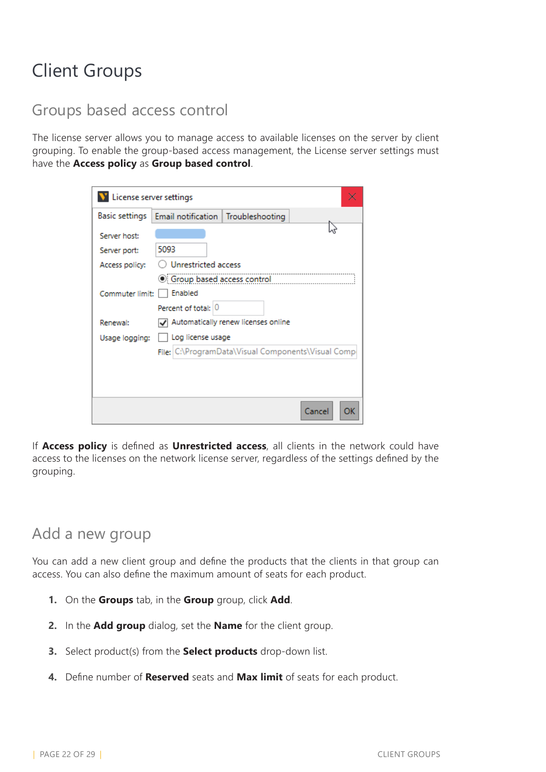# Client Groups

## Groups based access control

The license server allows you to manage access to available licenses on the server by client grouping. To enable the group-based access management, the License server settings must have the **Access policy** as **Group based control**.

If **Access policy** is defined as **Unrestricted access**, all clients in the network could have access to the licenses on the network license server, regardless of the settings defined by the grouping.

## Add a new group

You can add a new client group and define the products that the clients in that group can access. You can also define the maximum amount of seats for each product.

1. On the **Groups** tab, in the **Group** group, click **Add**.
2. In the **Add group** dialog, set the **Name** for the client group.
3. Select product(s) from the **Select products** drop-down list.
4. Define number of **Reserved** seats and **Max limit** of seats for each product.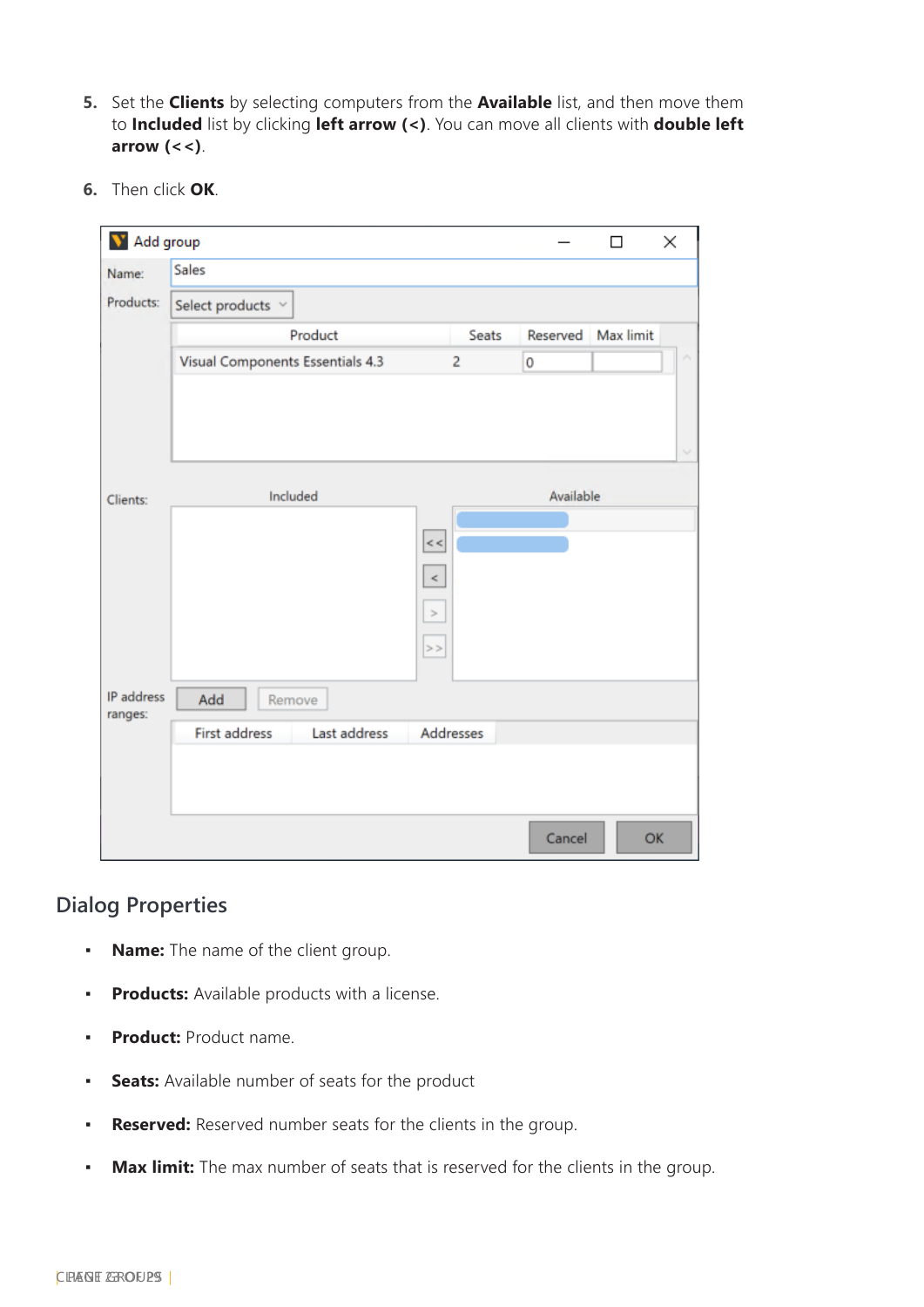5. Set the **Clients** by selecting computers from the **Available** list, and then move them to **Included** list by clicking **left arrow (<)**. You can move all clients with **double left arrow (<<)**.

6. Then click **OK**.

## Dialog Properties

- **Name:** The name of the client group.
- **Products:** Available products with a license.
- **Product:** Product name.
- **Seats:** Available number of seats for the product
- **Reserved:** Reserved number seats for the clients in the group.
- **Max limit:** The max number of seats that is reserved for the clients in the group.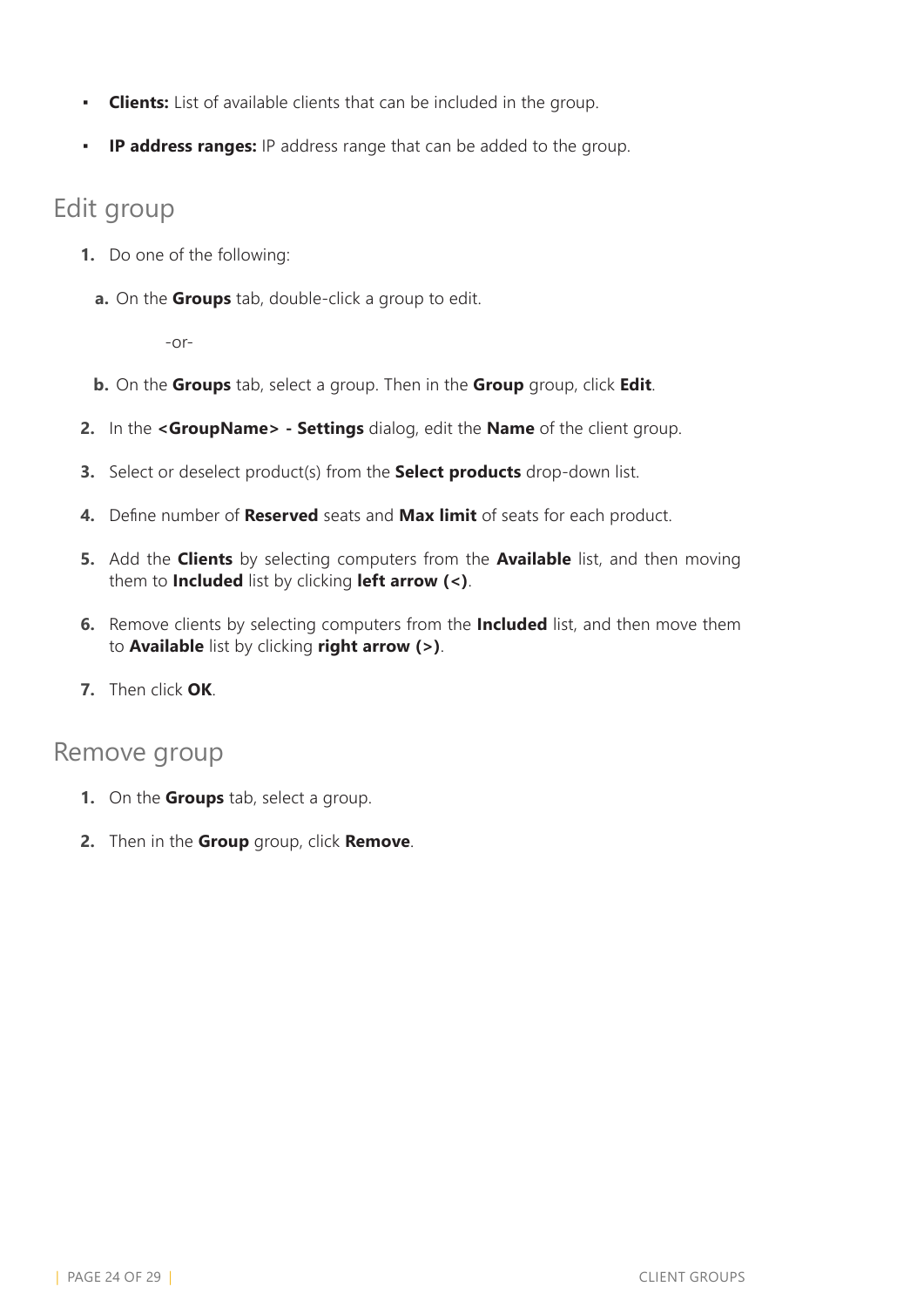- **Clients:** List of available clients that can be included in the group.
- **IP address ranges:** IP address range that can be added to the group.

## Edit group

1. Do one of the following:

   a. On the **Groups** tab, double-click a group to edit.

      -or-

   b. On the **Groups** tab, select a group. Then in the **Group** group, click **Edit**.

2. In the **<GroupName> - Settings** dialog, edit the **Name** of the client group.
3. Select or deselect product(s) from the **Select products** drop-down list.
4. Define number of **Reserved** seats and **Max limit** of seats for each product.
5. Add the **Clients** by selecting computers from the **Available** list, and then moving them to **Included** list by clicking **left arrow (<)**.
6. Remove clients by selecting computers from the **Included** list, and then move them to **Available** list by clicking **right arrow (>)**.
7. Then click **OK**.

## Remove group

1. On the **Groups** tab, select a group.
2. Then in the **Group** group, click **Remove**.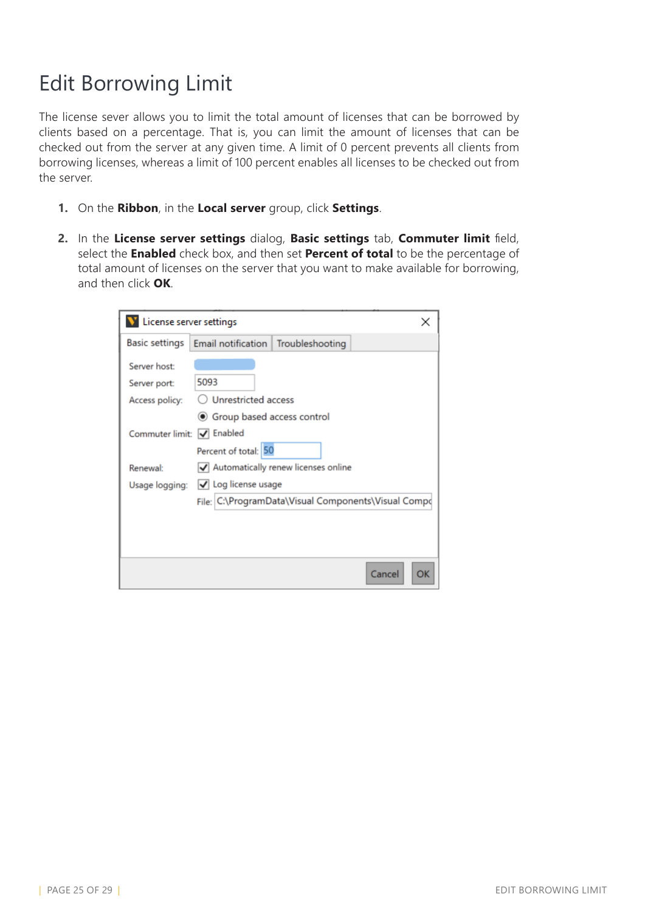# Edit Borrowing Limit

The license sever allows you to limit the total amount of licenses that can be borrowed by clients based on a percentage. That is, you can limit the amount of licenses that can be checked out from the server at any given time. A limit of 0 percent prevents all clients from borrowing licenses, whereas a limit of 100 percent enables all licenses to be checked out from the server.

1. On the **Ribbon**, in the **Local server** group, click **Settings**.
2. In the **License server settings** dialog, **Basic settings** tab, **Commuter limit** field, select the **Enabled** check box, and then set **Percent of total** to be the percentage of total amount of licenses on the server that you want to make available for borrowing, and then click **OK**.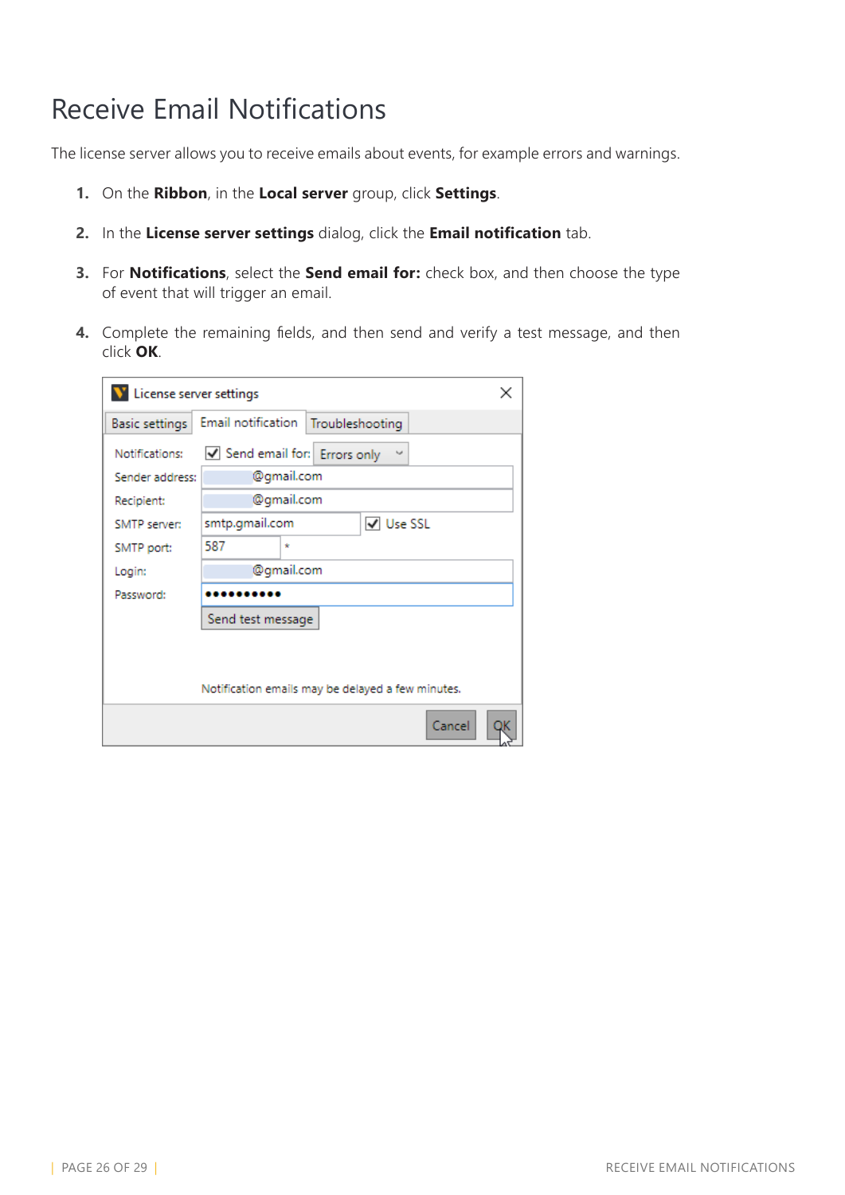# Receive Email Notifications

The license server allows you to receive emails about events, for example errors and warnings.

1. On the **Ribbon**, in the **Local server** group, click **Settings**.
2. In the **License server settings** dialog, click the **Email notification** tab.
3. For **Notifications**, select the **Send email for:** check box, and then choose the type of event that will trigger an email.
4. Complete the remaining fields, and then send and verify a test message, and then click **OK**.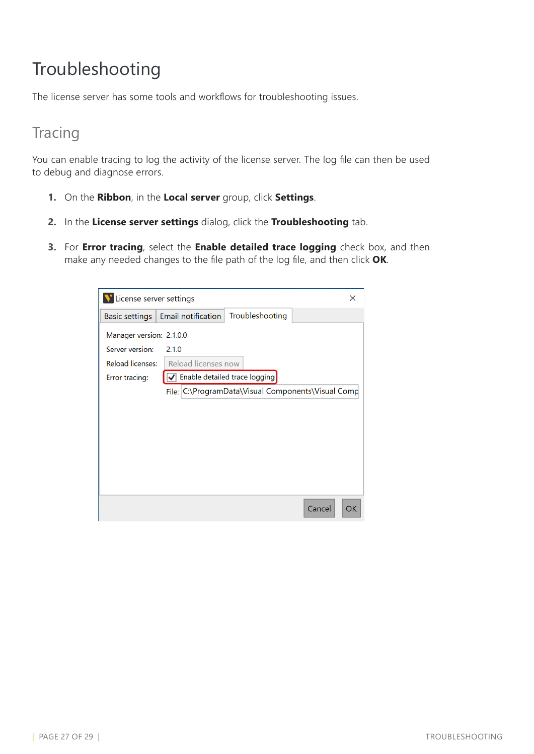# Troubleshooting

The license server has some tools and workflows for troubleshooting issues.

## Tracing

You can enable tracing to log the activity of the license server. The log file can then be used to debug and diagnose errors.

1. On the **Ribbon**, in the **Local server** group, click **Settings**.
2. In the **License server settings** dialog, click the **Troubleshooting** tab.
3. For **Error tracing**, select the **Enable detailed trace logging** check box, and then make any needed changes to the file path of the log file, and then click **OK**.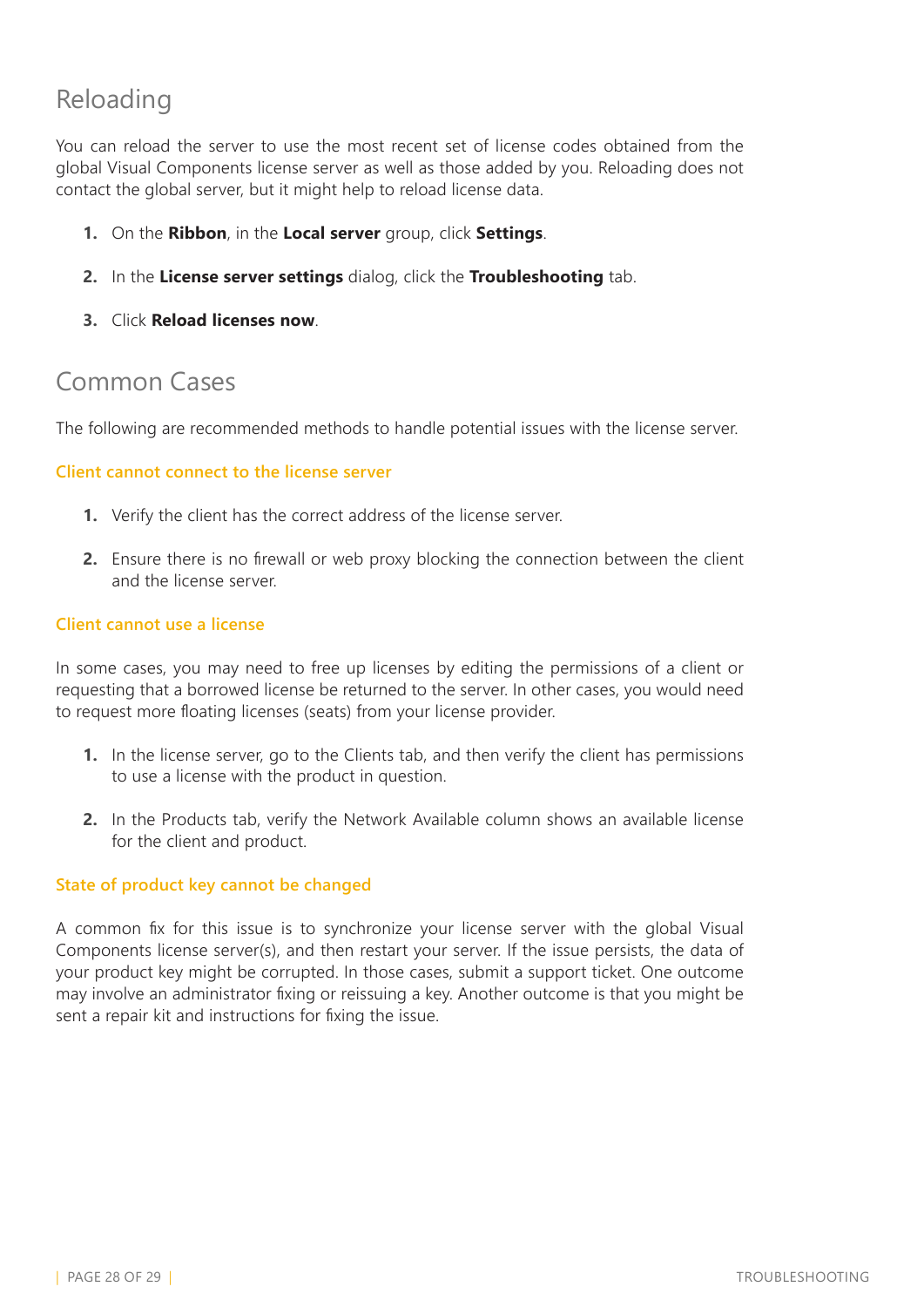## Reloading

You can reload the server to use the most recent set of license codes obtained from the global Visual Components license server as well as those added by you. Reloading does not contact the global server, but it might help to reload license data.

1. On the **Ribbon**, in the **Local server** group, click **Settings**.
2. In the **License server settings** dialog, click the **Troubleshooting** tab.
3. Click **Reload licenses now**.

## Common Cases

The following are recommended methods to handle potential issues with the license server.

### Client cannot connect to the license server

1. Verify the client has the correct address of the license server.
2. Ensure there is no firewall or web proxy blocking the connection between the client and the license server.

### Client cannot use a license

In some cases, you may need to free up licenses by editing the permissions of a client or requesting that a borrowed license be returned to the server. In other cases, you would need to request more floating licenses (seats) from your license provider.

1. In the license server, go to the Clients tab, and then verify the client has permissions to use a license with the product in question.
2. In the Products tab, verify the Network Available column shows an available license for the client and product.

### State of product key cannot be changed

A common fix for this issue is to synchronize your license server with the global Visual Components license server(s), and then restart your server. If the issue persists, the data of your product key might be corrupted. In those cases, submit a support ticket. One outcome may involve an administrator fixing or reissuing a key. Another outcome is that you might be sent a repair kit and instructions for fixing the issue.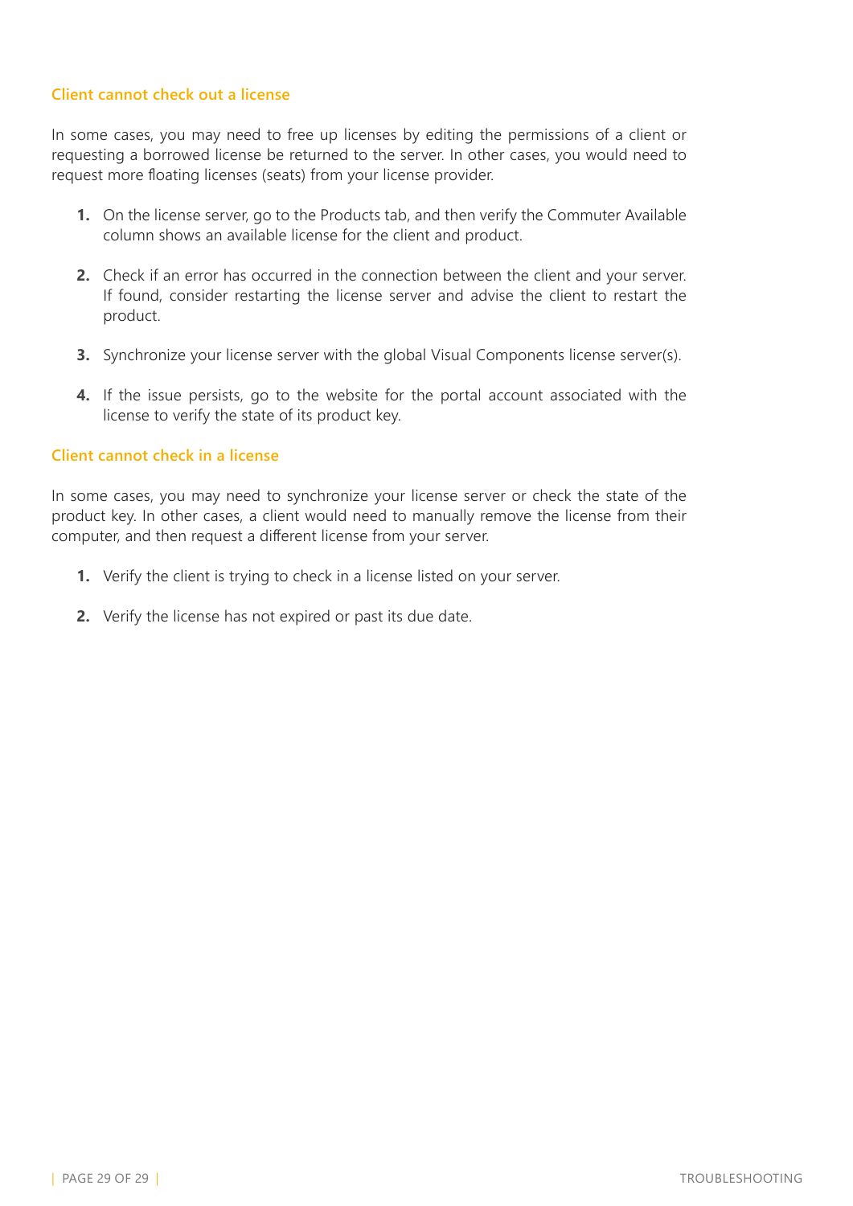### Client cannot check out a license

In some cases, you may need to free up licenses by editing the permissions of a client or requesting a borrowed license be returned to the server. In other cases, you would need to request more floating licenses (seats) from your license provider.

1. On the license server, go to the Products tab, and then verify the Commuter Available column shows an available license for the client and product.

2. Check if an error has occurred in the connection between the client and your server. If found, consider restarting the license server and advise the client to restart the product.

3. Synchronize your license server with the global Visual Components license server(s).

4. If the issue persists, go to the website for the portal account associated with the license to verify the state of its product key.

### Client cannot check in a license

In some cases, you may need to synchronize your license server or check the state of the product key. In other cases, a client would need to manually remove the license from their computer, and then request a different license from your server.

1. Verify the client is trying to check in a license listed on your server.

2. Verify the license has not expired or past its due date.